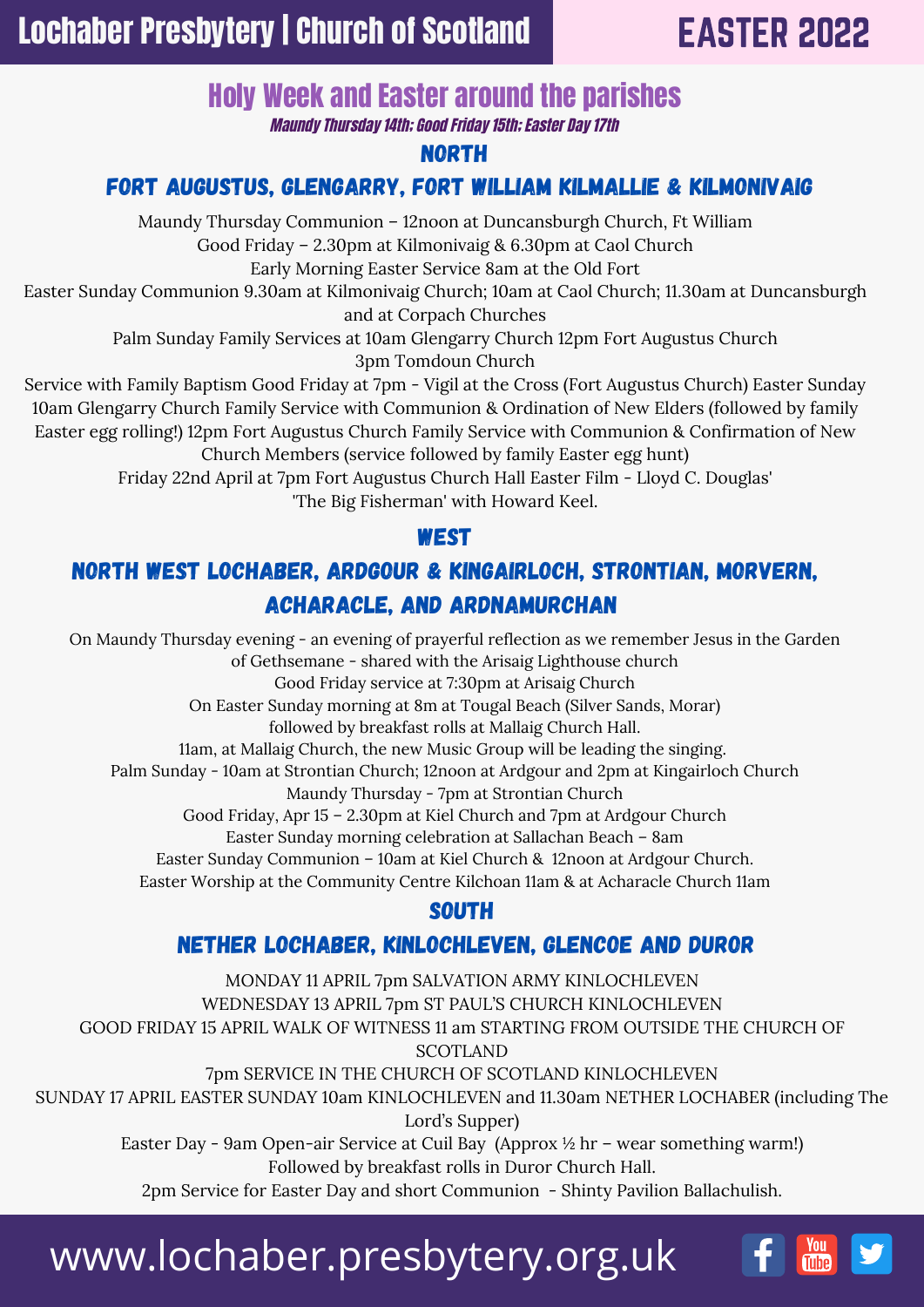# Lochaber Presbytery | Church of Scotland

# EASTER 2022

## Holy Week and Easter around the parishes

*Maundy Thursday 14th; Good Friday 15th; Easter Day 17th*

### NORTH

### FORT AUGUSTUS, GLENGARRY, FORT WILLIAM KILMALLIE & KILMONIVAIG

Maundy Thursday Communion – 12noon at Duncansburgh Church, Ft William
Good Friday – 2.30pm at Kilmonivaig & 6.30pm at Caol Church
Early Morning Easter Service 8am at the Old Fort
Easter Sunday Communion 9.30am at Kilmonivaig Church; 10am at Caol Church; 11.30am at Duncansburgh and at Corpach Churches
Palm Sunday Family Services at 10am Glengarry Church 12pm Fort Augustus Church
3pm Tomdoun Church
Service with Family Baptism Good Friday at 7pm - Vigil at the Cross (Fort Augustus Church) Easter Sunday 10am Glengarry Church Family Service with Communion & Ordination of New Elders (followed by family Easter egg rolling!) 12pm Fort Augustus Church Family Service with Communion & Confirmation of New Church Members (service followed by family Easter egg hunt)
Friday 22nd April at 7pm Fort Augustus Church Hall Easter Film - Lloyd C. Douglas' 'The Big Fisherman' with Howard Keel.

### WEST

### NORTH WEST LOCHABER, ARDGOUR & KINGAIRLOCH, STRONTIAN, MORVERN, ACHARACLE, AND ARDNAMURCHAN

On Maundy Thursday evening - an evening of prayerful reflection as we remember Jesus in the Garden of Gethsemane - shared with the Arisaig Lighthouse church
Good Friday service at 7:30pm at Arisaig Church
On Easter Sunday morning at 8m at Tougal Beach (Silver Sands, Morar)
followed by breakfast rolls at Mallaig Church Hall.
11am, at Mallaig Church, the new Music Group will be leading the singing.
Palm Sunday - 10am at Strontian Church; 12noon at Ardgour and 2pm at Kingairloch Church
Maundy Thursday - 7pm at Strontian Church
Good Friday, Apr 15 – 2.30pm at Kiel Church and 7pm at Ardgour Church
Easter Sunday morning celebration at Sallachan Beach – 8am
Easter Sunday Communion – 10am at Kiel Church & 12noon at Ardgour Church.
Easter Worship at the Community Centre Kilchoan 11am & at Acharacle Church 11am

### SOUTH

### NETHER LOCHABER, KINLOCHLEVEN, GLENCOE AND DUROR

MONDAY 11 APRIL 7pm SALVATION ARMY KINLOCHLEVEN
WEDNESDAY 13 APRIL 7pm ST PAUL'S CHURCH KINLOCHLEVEN
GOOD FRIDAY 15 APRIL WALK OF WITNESS 11 am STARTING FROM OUTSIDE THE CHURCH OF SCOTLAND
7pm SERVICE IN THE CHURCH OF SCOTLAND KINLOCHLEVEN
SUNDAY 17 APRIL EASTER SUNDAY 10am KINLOCHLEVEN and 11.30am NETHER LOCHABER (including The Lord's Supper)
Easter Day - 9am Open-air Service at Cuil Bay (Approx ½ hr – wear something warm!)
Followed by breakfast rolls in Duror Church Hall.
2pm Service for Easter Day and short Communion - Shinty Pavilion Ballachulish.

www.lochaber.presbytery.org.uk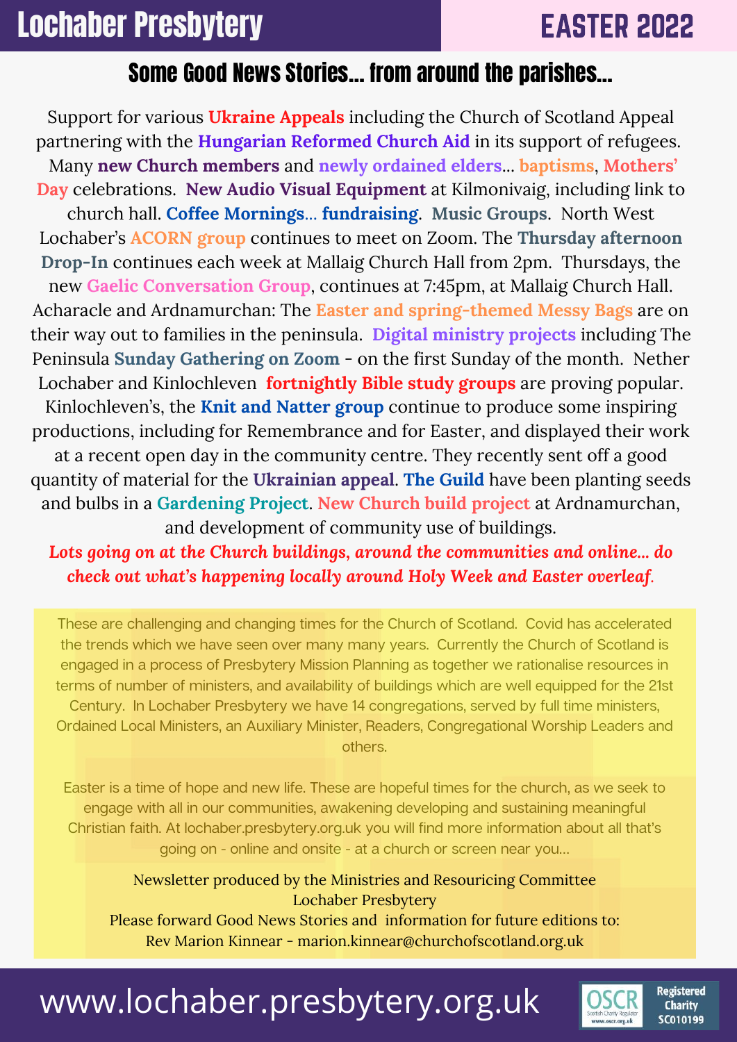# Lochaber Presbytery

# EASTER 2022

## Some Good News Stories... from around the parishes...

Support for various **Ukraine Appeals** including the Church of Scotland Appeal partnering with the **Hungarian Reformed Church Aid** in its support of refugees. Many **new Church members** and **newly ordained elders**... **baptisms**, **Mothers' Day** celebrations. **New Audio Visual Equipment** at Kilmonivaig, including link to church hall. **Coffee Mornings... fundraising**. **Music Groups**. North West Lochaber's **ACORN group** continues to meet on Zoom. The **Thursday afternoon Drop-In** continues each week at Mallaig Church Hall from 2pm. Thursdays, the new **Gaelic Conversation Group**, continues at 7:45pm, at Mallaig Church Hall. Acharacle and Ardnamurchan: The **Easter and spring-themed Messy Bags** are on their way out to families in the peninsula. **Digital ministry projects** including The Peninsula **Sunday Gathering on Zoom** - on the first Sunday of the month. Nether Lochaber and Kinlochleven **fortnightly Bible study groups** are proving popular. Kinlochleven's, the **Knit and Natter group** continue to produce some inspiring productions, including for Remembrance and for Easter, and displayed their work at a recent open day in the community centre. They recently sent off a good quantity of material for the **Ukrainian appeal**. **The Guild** have been planting seeds and bulbs in a **Gardening Project**. **New Church build project** at Ardnamurchan, and development of community use of buildings.

***Lots going on at the Church buildings, around the communities and online... do check out what's happening locally around Holy Week and Easter overleaf.***

These are challenging and changing times for the Church of Scotland. Covid has accelerated the trends which we have seen over many many years. Currently the Church of Scotland is engaged in a process of Presbytery Mission Planning as together we rationalise resources in terms of number of ministers, and availability of buildings which are well equipped for the 21st Century. In Lochaber Presbytery we have 14 congregations, served by full time ministers, Ordained Local Ministers, an Auxiliary Minister, Readers, Congregational Worship Leaders and others.

Easter is a time of hope and new life. These are hopeful times for the church, as we seek to engage with all in our communities, awakening developing and sustaining meaningful Christian faith. At lochaber.presbytery.org.uk you will find more information about all that's going on - online and onsite - at a church or screen near you...

Newsletter produced by the Ministries and Resouricing Committee
Lochaber Presbytery
Please forward Good News Stories and information for future editions to:
Rev Marion Kinnear - marion.kinnear@churchofscotland.org.uk

www.lochaber.presbytery.org.uk

OSCR Scottish Charity Regulator www.oscr.org.uk — Registered Charity SC010199